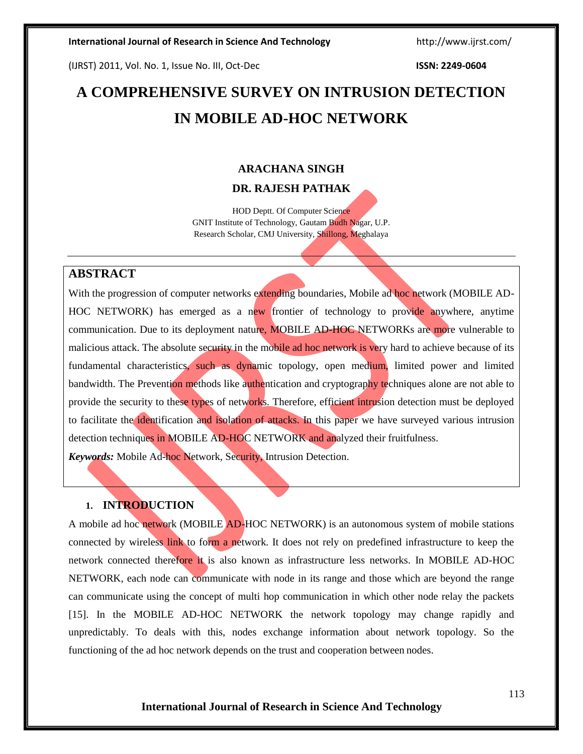# A COMPREHENSIVE SURVEY ON INTRUSION DETECTION IN MOBILE AD-HOC NETWORK

**ARACHANA SINGH**

**DR. RAJESH PATHAK**

HOD Deptt. Of Computer Science
GNIT Institute of Technology, Gautam Budh Nagar, U.P.
Research Scholar, CMJ University, Shillong, Meghalaya

## ABSTRACT

With the progression of computer networks extending boundaries, Mobile ad hoc network (MOBILE AD-HOC NETWORK) has emerged as a new frontier of technology to provide anywhere, anytime communication. Due to its deployment nature, MOBILE AD-HOC NETWORKs are more vulnerable to malicious attack. The absolute security in the mobile ad hoc network is very hard to achieve because of its fundamental characteristics, such as dynamic topology, open medium, limited power and limited bandwidth. The Prevention methods like authentication and cryptography techniques alone are not able to provide the security to these types of networks. Therefore, efficient intrusion detection must be deployed to facilitate the identification and isolation of attacks. In this paper we have surveyed various intrusion detection techniques in MOBILE AD-HOC NETWORK and analyzed their fruitfulness.

***Keywords:*** Mobile Ad-hoc Network, Security, Intrusion Detection.

## 1. INTRODUCTION

A mobile ad hoc network (MOBILE AD-HOC NETWORK) is an autonomous system of mobile stations connected by wireless link to form a network. It does not rely on predefined infrastructure to keep the network connected therefore it is also known as infrastructure less networks. In MOBILE AD-HOC NETWORK, each node can communicate with node in its range and those which are beyond the range can communicate using the concept of multi hop communication in which other node relay the packets [15]. In the MOBILE AD-HOC NETWORK the network topology may change rapidly and unpredictably. To deals with this, nodes exchange information about network topology. So the functioning of the ad hoc network depends on the trust and cooperation between nodes.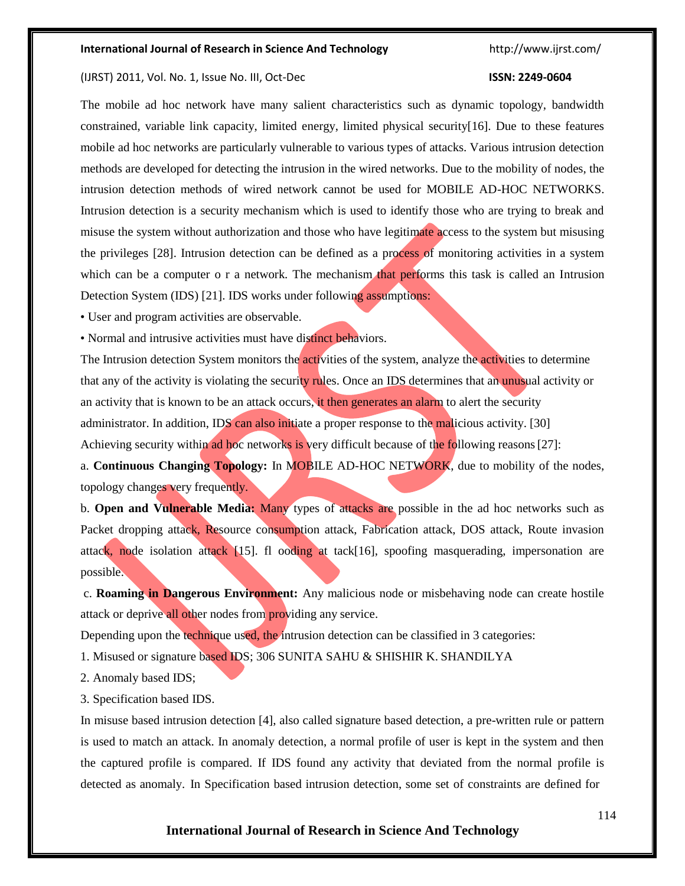The mobile ad hoc network have many salient characteristics such as dynamic topology, bandwidth constrained, variable link capacity, limited energy, limited physical security[16]. Due to these features mobile ad hoc networks are particularly vulnerable to various types of attacks. Various intrusion detection methods are developed for detecting the intrusion in the wired networks. Due to the mobility of nodes, the intrusion detection methods of wired network cannot be used for MOBILE AD-HOC NETWORKS. Intrusion detection is a security mechanism which is used to identify those who are trying to break and misuse the system without authorization and those who have legitimate access to the system but misusing the privileges [28]. Intrusion detection can be defined as a process of monitoring activities in a system which can be a computer o r a network. The mechanism that performs this task is called an Intrusion Detection System (IDS) [21]. IDS works under following assumptions:

- User and program activities are observable.
- Normal and intrusive activities must have distinct behaviors.

The Intrusion detection System monitors the activities of the system, analyze the activities to determine that any of the activity is violating the security rules. Once an IDS determines that an unusual activity or an activity that is known to be an attack occurs, it then generates an alarm to alert the security administrator. In addition, IDS can also initiate a proper response to the malicious activity. [30]

Achieving security within ad hoc networks is very difficult because of the following reasons [27]:

a. **Continuous Changing Topology:** In MOBILE AD-HOC NETWORK, due to mobility of the nodes, topology changes very frequently.

b. **Open and Vulnerable Media:** Many types of attacks are possible in the ad hoc networks such as Packet dropping attack, Resource consumption attack, Fabrication attack, DOS attack, Route invasion attack, node isolation attack [15]. fl ooding at tack[16], spoofing masquerading, impersonation are possible.

c. **Roaming in Dangerous Environment:** Any malicious node or misbehaving node can create hostile attack or deprive all other nodes from providing any service.

Depending upon the technique used, the intrusion detection can be classified in 3 categories:

1. Misused or signature based IDS; 306 SUNITA SAHU & SHISHIR K. SHANDILYA
2. Anomaly based IDS;
3. Specification based IDS.

In misuse based intrusion detection [4], also called signature based detection, a pre-written rule or pattern is used to match an attack. In anomaly detection, a normal profile of user is kept in the system and then the captured profile is compared. If IDS found any activity that deviated from the normal profile is detected as anomaly. In Specification based intrusion detection, some set of constraints are defined for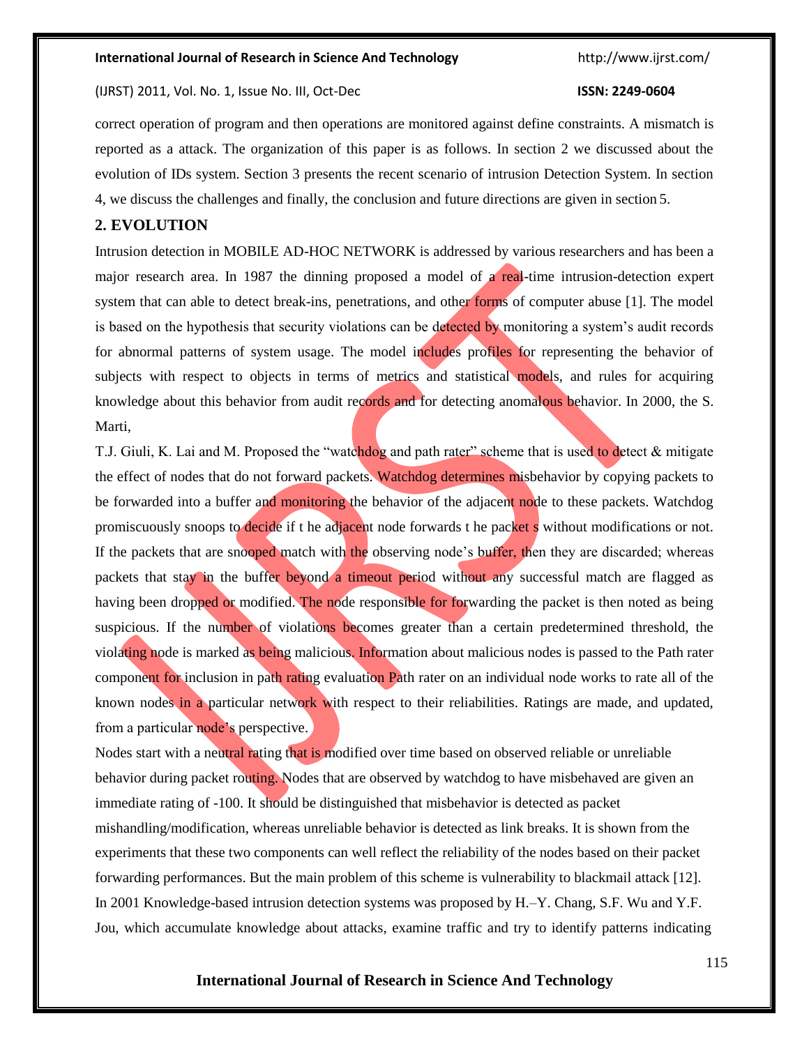correct operation of program and then operations are monitored against define constraints. A mismatch is reported as a attack. The organization of this paper is as follows. In section 2 we discussed about the evolution of IDs system. Section 3 presents the recent scenario of intrusion Detection System. In section 4, we discuss the challenges and finally, the conclusion and future directions are given in section 5.

## 2. EVOLUTION

Intrusion detection in MOBILE AD-HOC NETWORK is addressed by various researchers and has been a major research area. In 1987 the dinning proposed a model of a real-time intrusion-detection expert system that can able to detect break-ins, penetrations, and other forms of computer abuse [1]. The model is based on the hypothesis that security violations can be detected by monitoring a system's audit records for abnormal patterns of system usage. The model includes profiles for representing the behavior of subjects with respect to objects in terms of metrics and statistical models, and rules for acquiring knowledge about this behavior from audit records and for detecting anomalous behavior. In 2000, the S. Marti,

T.J. Giuli, K. Lai and M. Proposed the "watchdog and path rater" scheme that is used to detect & mitigate the effect of nodes that do not forward packets. Watchdog determines misbehavior by copying packets to be forwarded into a buffer and monitoring the behavior of the adjacent node to these packets. Watchdog promiscuously snoops to decide if t he adjacent node forwards t he packet s without modifications or not. If the packets that are snooped match with the observing node's buffer, then they are discarded; whereas packets that stay in the buffer beyond a timeout period without any successful match are flagged as having been dropped or modified. The node responsible for forwarding the packet is then noted as being suspicious. If the number of violations becomes greater than a certain predetermined threshold, the violating node is marked as being malicious. Information about malicious nodes is passed to the Path rater component for inclusion in path rating evaluation Path rater on an individual node works to rate all of the known nodes in a particular network with respect to their reliabilities. Ratings are made, and updated, from a particular node's perspective.

Nodes start with a neutral rating that is modified over time based on observed reliable or unreliable behavior during packet routing. Nodes that are observed by watchdog to have misbehaved are given an immediate rating of -100. It should be distinguished that misbehavior is detected as packet mishandling/modification, whereas unreliable behavior is detected as link breaks. It is shown from the experiments that these two components can well reflect the reliability of the nodes based on their packet forwarding performances. But the main problem of this scheme is vulnerability to blackmail attack [12]. In 2001 Knowledge-based intrusion detection systems was proposed by H.–Y. Chang, S.F. Wu and Y.F. Jou, which accumulate knowledge about attacks, examine traffic and try to identify patterns indicating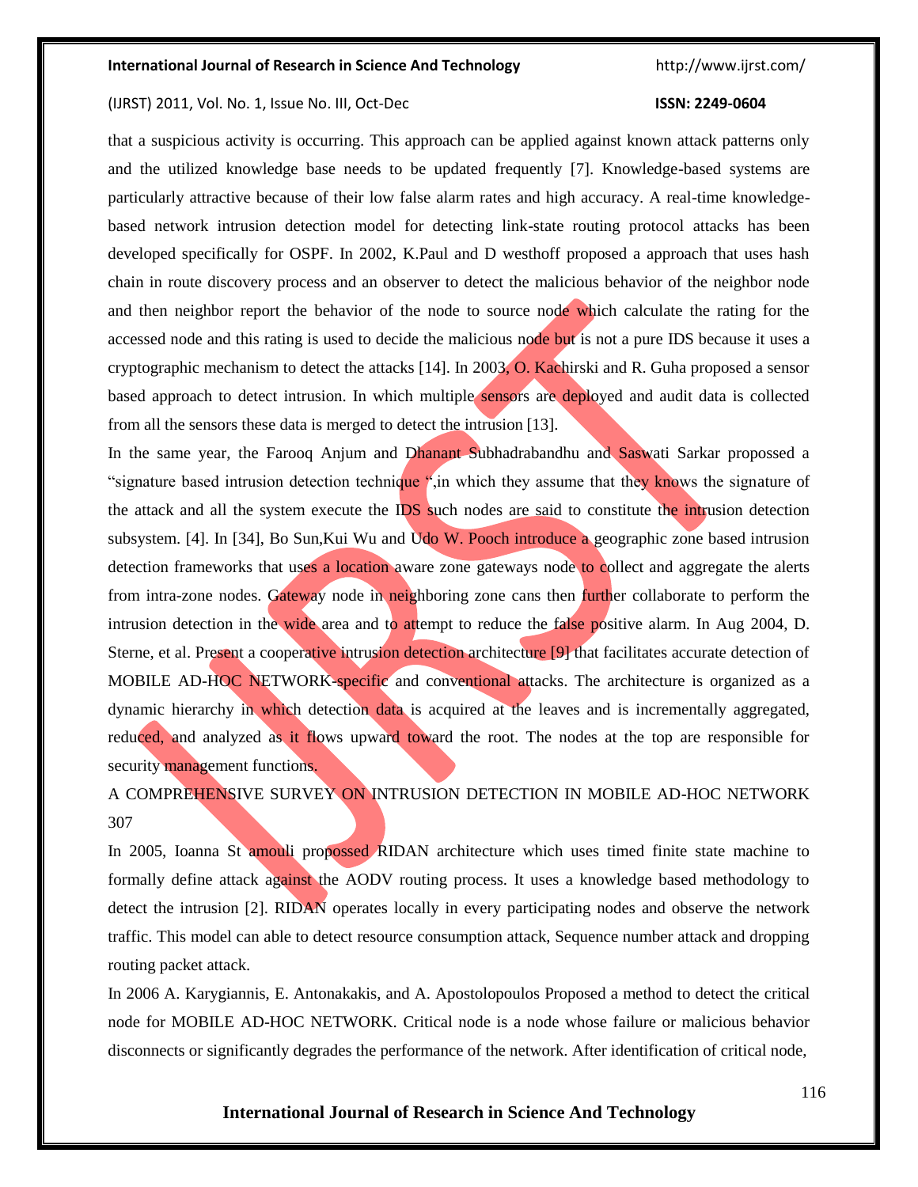that a suspicious activity is occurring. This approach can be applied against known attack patterns only and the utilized knowledge base needs to be updated frequently [7]. Knowledge-based systems are particularly attractive because of their low false alarm rates and high accuracy. A real-time knowledge-based network intrusion detection model for detecting link-state routing protocol attacks has been developed specifically for OSPF. In 2002, K.Paul and D westhoff proposed a approach that uses hash chain in route discovery process and an observer to detect the malicious behavior of the neighbor node and then neighbor report the behavior of the node to source node which calculate the rating for the accessed node and this rating is used to decide the malicious node but is not a pure IDS because it uses a cryptographic mechanism to detect the attacks [14]. In 2003, O. Kachirski and R. Guha proposed a sensor based approach to detect intrusion. In which multiple sensors are deployed and audit data is collected from all the sensors these data is merged to detect the intrusion [13].

In the same year, the Farooq Anjum and Dhanant Subhadrabandhu and Saswati Sarkar propossed a "signature based intrusion detection technique ",in which they assume that they knows the signature of the attack and all the system execute the IDS such nodes are said to constitute the intrusion detection subsystem. [4]. In [34], Bo Sun,Kui Wu and Udo W. Pooch introduce a geographic zone based intrusion detection frameworks that uses a location aware zone gateways node to collect and aggregate the alerts from intra-zone nodes. Gateway node in neighboring zone cans then further collaborate to perform the intrusion detection in the wide area and to attempt to reduce the false positive alarm. In Aug 2004, D. Sterne, et al. Present a cooperative intrusion detection architecture [9] that facilitates accurate detection of MOBILE AD-HOC NETWORK-specific and conventional attacks. The architecture is organized as a dynamic hierarchy in which detection data is acquired at the leaves and is incrementally aggregated, reduced, and analyzed as it flows upward toward the root. The nodes at the top are responsible for security management functions.

A COMPREHENSIVE SURVEY ON INTRUSION DETECTION IN MOBILE AD-HOC NETWORK 307

In 2005, Ioanna St amouli propossed RIDAN architecture which uses timed finite state machine to formally define attack against the AODV routing process. It uses a knowledge based methodology to detect the intrusion [2]. RIDAN operates locally in every participating nodes and observe the network traffic. This model can able to detect resource consumption attack, Sequence number attack and dropping routing packet attack.

In 2006 A. Karygiannis, E. Antonakakis, and A. Apostolopoulos Proposed a method to detect the critical node for MOBILE AD-HOC NETWORK. Critical node is a node whose failure or malicious behavior disconnects or significantly degrades the performance of the network. After identification of critical node,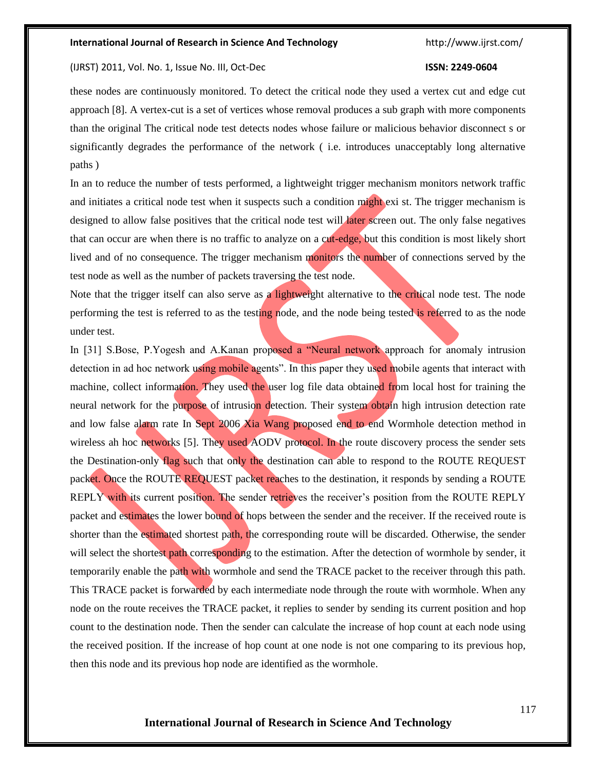these nodes are continuously monitored. To detect the critical node they used a vertex cut and edge cut approach [8]. A vertex-cut is a set of vertices whose removal produces a sub graph with more components than the original The critical node test detects nodes whose failure or malicious behavior disconnect s or significantly degrades the performance of the network ( i.e. introduces unacceptably long alternative paths )

In an to reduce the number of tests performed, a lightweight trigger mechanism monitors network traffic and initiates a critical node test when it suspects such a condition might exi st. The trigger mechanism is designed to allow false positives that the critical node test will later screen out. The only false negatives that can occur are when there is no traffic to analyze on a cut-edge, but this condition is most likely short lived and of no consequence. The trigger mechanism monitors the number of connections served by the test node as well as the number of packets traversing the test node.

Note that the trigger itself can also serve as a lightweight alternative to the critical node test. The node performing the test is referred to as the testing node, and the node being tested is referred to as the node under test.

In [31] S.Bose, P.Yogesh and A.Kanan proposed a "Neural network approach for anomaly intrusion detection in ad hoc network using mobile agents". In this paper they used mobile agents that interact with machine, collect information. They used the user log file data obtained from local host for training the neural network for the purpose of intrusion detection. Their system obtain high intrusion detection rate and low false alarm rate In Sept 2006 Xia Wang proposed end to end Wormhole detection method in wireless ah hoc networks [5]. They used AODV protocol. In the route discovery process the sender sets the Destination-only flag such that only the destination can able to respond to the ROUTE REQUEST packet. Once the ROUTE REQUEST packet reaches to the destination, it responds by sending a ROUTE REPLY with its current position. The sender retrieves the receiver's position from the ROUTE REPLY packet and estimates the lower bound of hops between the sender and the receiver. If the received route is shorter than the estimated shortest path, the corresponding route will be discarded. Otherwise, the sender will select the shortest path corresponding to the estimation. After the detection of wormhole by sender, it temporarily enable the path with wormhole and send the TRACE packet to the receiver through this path. This TRACE packet is forwarded by each intermediate node through the route with wormhole. When any node on the route receives the TRACE packet, it replies to sender by sending its current position and hop count to the destination node. Then the sender can calculate the increase of hop count at each node using the received position. If the increase of hop count at one node is not one comparing to its previous hop, then this node and its previous hop node are identified as the wormhole.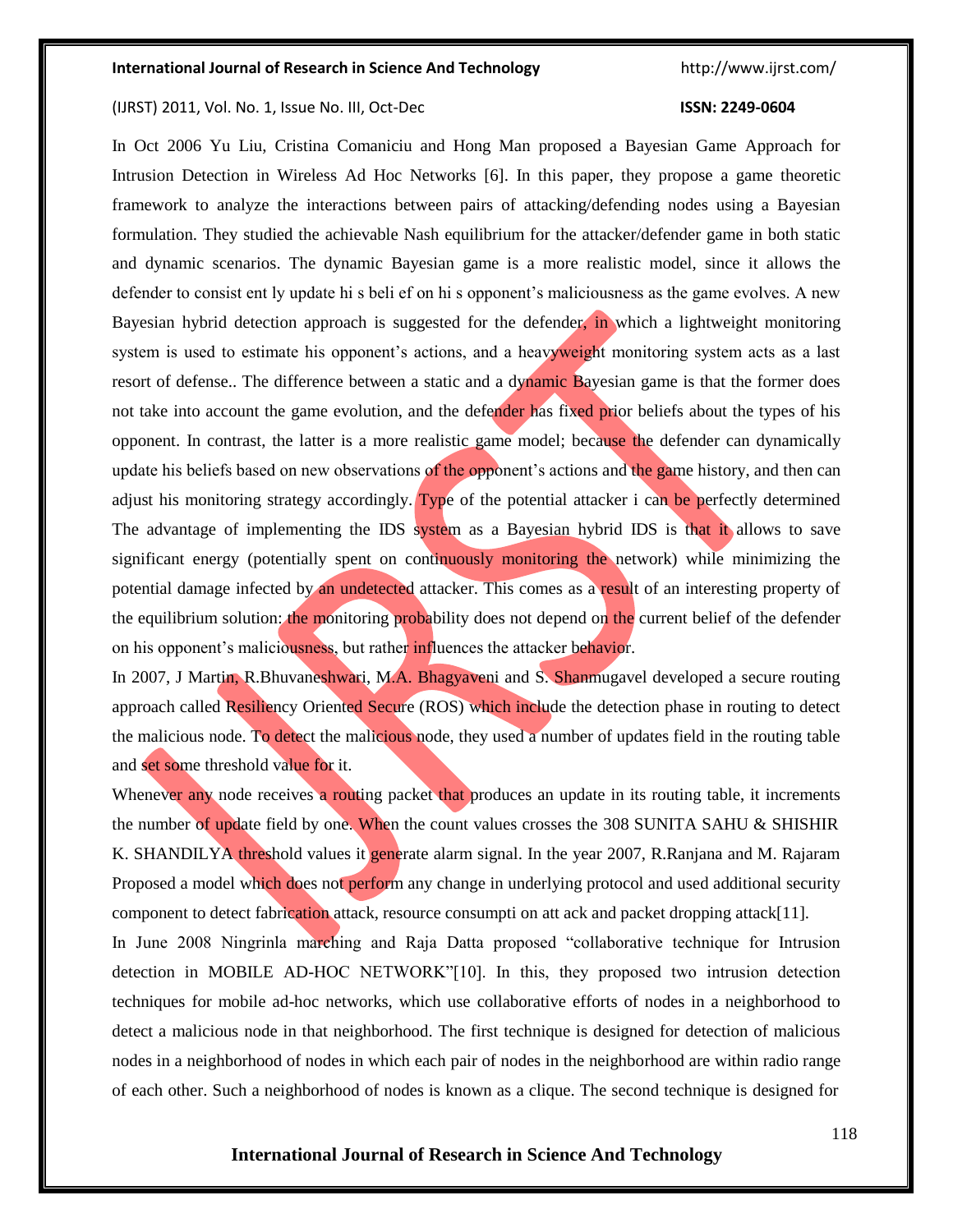In Oct 2006 Yu Liu, Cristina Comaniciu and Hong Man proposed a Bayesian Game Approach for Intrusion Detection in Wireless Ad Hoc Networks [6]. In this paper, they propose a game theoretic framework to analyze the interactions between pairs of attacking/defending nodes using a Bayesian formulation. They studied the achievable Nash equilibrium for the attacker/defender game in both static and dynamic scenarios. The dynamic Bayesian game is a more realistic model, since it allows the defender to consist ent ly update hi s beli ef on hi s opponent's maliciousness as the game evolves. A new Bayesian hybrid detection approach is suggested for the defender, in which a lightweight monitoring system is used to estimate his opponent's actions, and a heavyweight monitoring system acts as a last resort of defense.. The difference between a static and a dynamic Bayesian game is that the former does not take into account the game evolution, and the defender has fixed prior beliefs about the types of his opponent. In contrast, the latter is a more realistic game model; because the defender can dynamically update his beliefs based on new observations of the opponent's actions and the game history, and then can adjust his monitoring strategy accordingly. Type of the potential attacker i can be perfectly determined The advantage of implementing the IDS system as a Bayesian hybrid IDS is that it allows to save significant energy (potentially spent on continuously monitoring the network) while minimizing the potential damage infected by an undetected attacker. This comes as a result of an interesting property of the equilibrium solution: the monitoring probability does not depend on the current belief of the defender on his opponent's maliciousness, but rather influences the attacker behavior.

In 2007, J Martin, R.Bhuvaneshwari, M.A. Bhagyaveni and S. Shanmugavel developed a secure routing approach called Resiliency Oriented Secure (ROS) which include the detection phase in routing to detect the malicious node. To detect the malicious node, they used a number of updates field in the routing table and set some threshold value for it.

Whenever any node receives a routing packet that produces an update in its routing table, it increments the number of update field by one. When the count values crosses the 308 SUNITA SAHU & SHISHIR K. SHANDILYA threshold values it generate alarm signal. In the year 2007, R.Ranjana and M. Rajaram Proposed a model which does not perform any change in underlying protocol and used additional security component to detect fabrication attack, resource consumpti on att ack and packet dropping attack[11].

In June 2008 Ningrinla marching and Raja Datta proposed "collaborative technique for Intrusion detection in MOBILE AD-HOC NETWORK"[10]. In this, they proposed two intrusion detection techniques for mobile ad-hoc networks, which use collaborative efforts of nodes in a neighborhood to detect a malicious node in that neighborhood. The first technique is designed for detection of malicious nodes in a neighborhood of nodes in which each pair of nodes in the neighborhood are within radio range of each other. Such a neighborhood of nodes is known as a clique. The second technique is designed for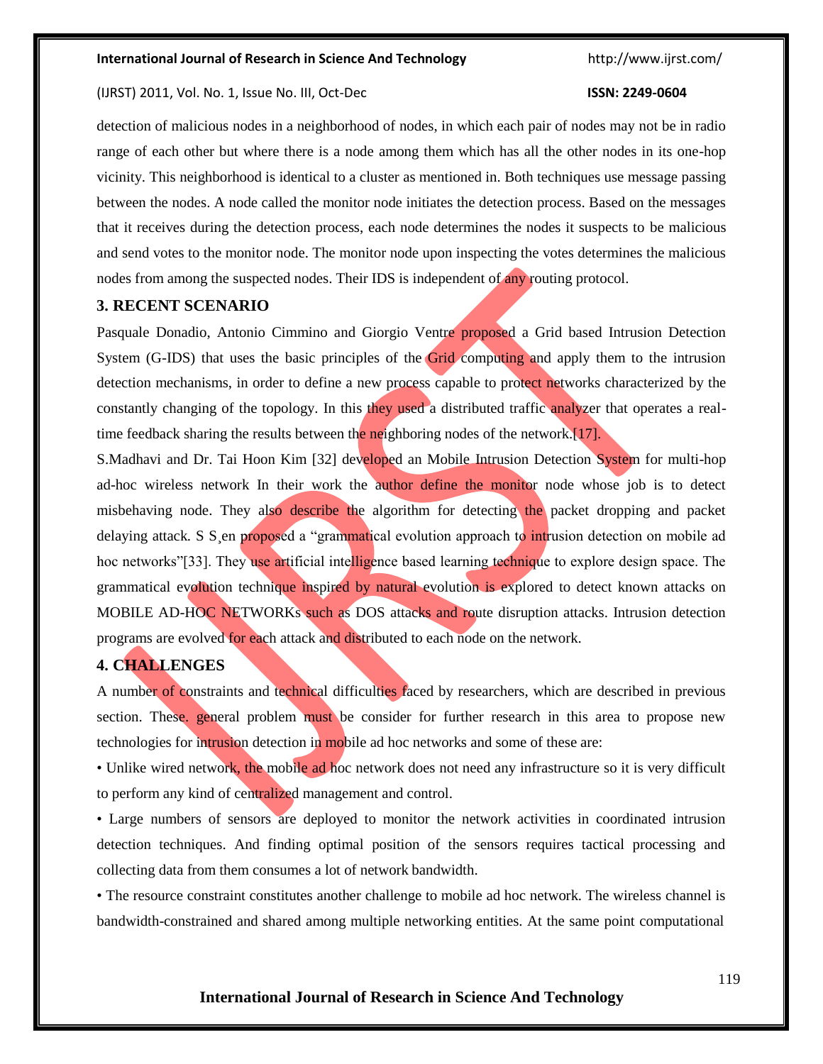detection of malicious nodes in a neighborhood of nodes, in which each pair of nodes may not be in radio range of each other but where there is a node among them which has all the other nodes in its one-hop vicinity. This neighborhood is identical to a cluster as mentioned in. Both techniques use message passing between the nodes. A node called the monitor node initiates the detection process. Based on the messages that it receives during the detection process, each node determines the nodes it suspects to be malicious and send votes to the monitor node. The monitor node upon inspecting the votes determines the malicious nodes from among the suspected nodes. Their IDS is independent of any routing protocol.

## 3. RECENT SCENARIO

Pasquale Donadio, Antonio Cimmino and Giorgio Ventre proposed a Grid based Intrusion Detection System (G-IDS) that uses the basic principles of the Grid computing and apply them to the intrusion detection mechanisms, in order to define a new process capable to protect networks characterized by the constantly changing of the topology. In this they used a distributed traffic analyzer that operates a real-time feedback sharing the results between the neighboring nodes of the network.[17].

S.Madhavi and Dr. Tai Hoon Kim [32] developed an Mobile Intrusion Detection System for multi-hop ad-hoc wireless network In their work the author define the monitor node whose job is to detect misbehaving node. They also describe the algorithm for detecting the packet dropping and packet delaying attack. S S¸en proposed a "grammatical evolution approach to intrusion detection on mobile ad hoc networks"[33]. They use artificial intelligence based learning technique to explore design space. The grammatical evolution technique inspired by natural evolution is explored to detect known attacks on MOBILE AD-HOC NETWORKs such as DOS attacks and route disruption attacks. Intrusion detection programs are evolved for each attack and distributed to each node on the network.

## 4. CHALLENGES

A number of constraints and technical difficulties faced by researchers, which are described in previous section. These. general problem must be consider for further research in this area to propose new technologies for intrusion detection in mobile ad hoc networks and some of these are:

- Unlike wired network, the mobile ad hoc network does not need any infrastructure so it is very difficult to perform any kind of centralized management and control.
- Large numbers of sensors are deployed to monitor the network activities in coordinated intrusion detection techniques. And finding optimal position of the sensors requires tactical processing and collecting data from them consumes a lot of network bandwidth.
- The resource constraint constitutes another challenge to mobile ad hoc network. The wireless channel is bandwidth-constrained and shared among multiple networking entities. At the same point computational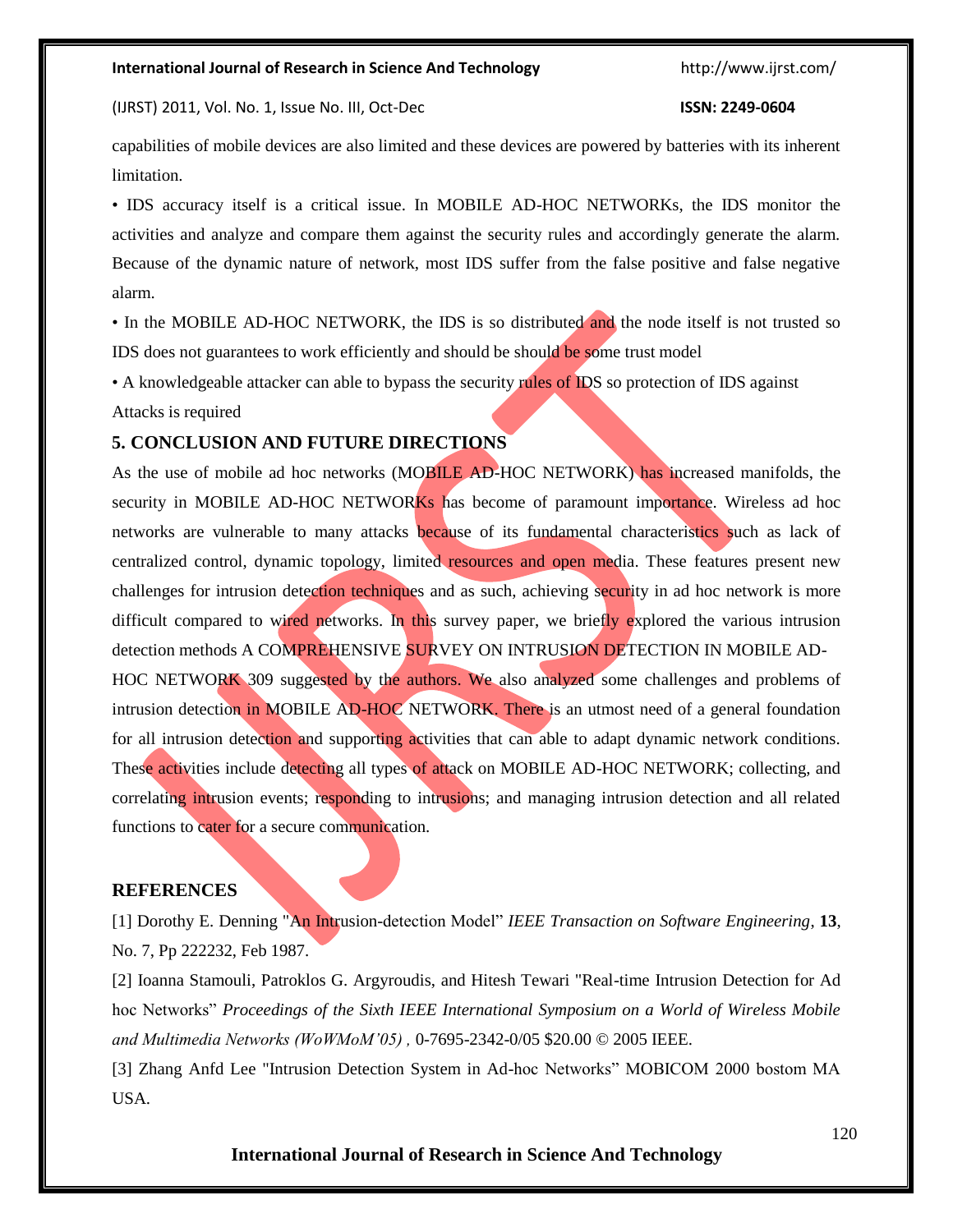capabilities of mobile devices are also limited and these devices are powered by batteries with its inherent limitation.

• IDS accuracy itself is a critical issue. In MOBILE AD-HOC NETWORKs, the IDS monitor the activities and analyze and compare them against the security rules and accordingly generate the alarm. Because of the dynamic nature of network, most IDS suffer from the false positive and false negative alarm.

• In the MOBILE AD-HOC NETWORK, the IDS is so distributed and the node itself is not trusted so IDS does not guarantees to work efficiently and should be should be some trust model

• A knowledgeable attacker can able to bypass the security rules of IDS so protection of IDS against Attacks is required

## 5. CONCLUSION AND FUTURE DIRECTIONS

As the use of mobile ad hoc networks (MOBILE AD-HOC NETWORK) has increased manifolds, the security in MOBILE AD-HOC NETWORKs has become of paramount importance. Wireless ad hoc networks are vulnerable to many attacks because of its fundamental characteristics such as lack of centralized control, dynamic topology, limited resources and open media. These features present new challenges for intrusion detection techniques and as such, achieving security in ad hoc network is more difficult compared to wired networks. In this survey paper, we briefly explored the various intrusion detection methods A COMPREHENSIVE SURVEY ON INTRUSION DETECTION IN MOBILE AD-HOC NETWORK 309 suggested by the authors. We also analyzed some challenges and problems of intrusion detection in MOBILE AD-HOC NETWORK. There is an utmost need of a general foundation for all intrusion detection and supporting activities that can able to adapt dynamic network conditions. These activities include detecting all types of attack on MOBILE AD-HOC NETWORK; collecting, and correlating intrusion events; responding to intrusions; and managing intrusion detection and all related functions to cater for a secure communication.

## REFERENCES

[1] Dorothy E. Denning "An Intrusion-detection Model" *IEEE Transaction on Software Engineering*, **13**, No. 7, Pp 222232, Feb 1987.

[2] Ioanna Stamouli, Patroklos G. Argyroudis, and Hitesh Tewari "Real-time Intrusion Detection for Ad hoc Networks" *Proceedings of the Sixth IEEE International Symposium on a World of Wireless Mobile and Multimedia Networks (WoWMoM'05) ,* 0-7695-2342-0/05 $20.00 © 2005 IEEE.

[3] Zhang Anfd Lee "Intrusion Detection System in Ad-hoc Networks" MOBICOM 2000 bostom MA USA.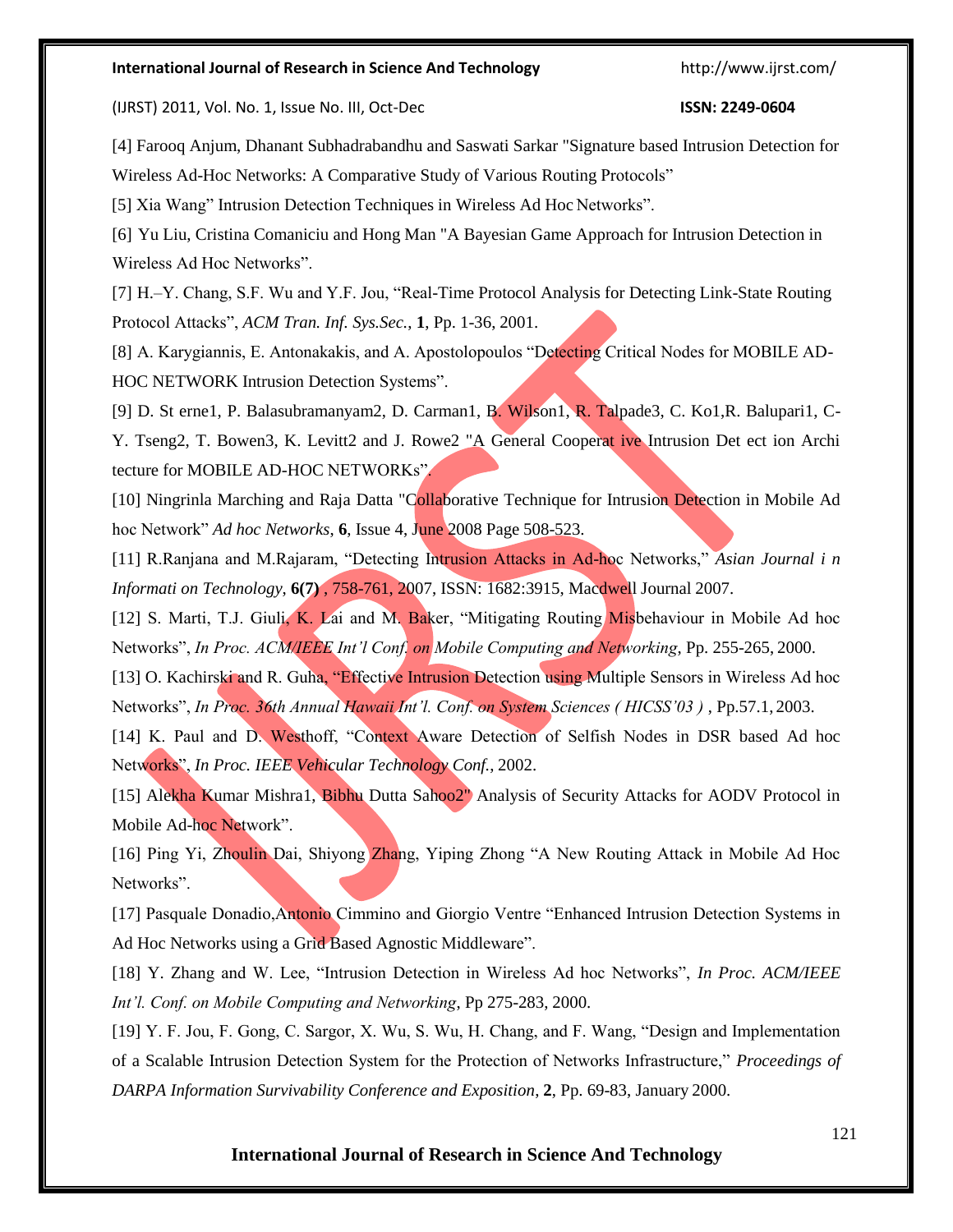[4] Farooq Anjum, Dhanant Subhadrabandhu and Saswati Sarkar "Signature based Intrusion Detection for Wireless Ad-Hoc Networks: A Comparative Study of Various Routing Protocols"

[5] Xia Wang" Intrusion Detection Techniques in Wireless Ad Hoc Networks".

[6] Yu Liu, Cristina Comaniciu and Hong Man "A Bayesian Game Approach for Intrusion Detection in Wireless Ad Hoc Networks".

[7] H.–Y. Chang, S.F. Wu and Y.F. Jou, "Real-Time Protocol Analysis for Detecting Link-State Routing Protocol Attacks", *ACM Tran. Inf. Sys.Sec.*, **1**, Pp. 1-36, 2001.

[8] A. Karygiannis, E. Antonakakis, and A. Apostolopoulos "Detecting Critical Nodes for MOBILE AD-HOC NETWORK Intrusion Detection Systems".

[9] D. St erne1, P. Balasubramanyam2, D. Carman1, B. Wilson1, R. Talpade3, C. Ko1,R. Balupari1, C-Y. Tseng2, T. Bowen3, K. Levitt2 and J. Rowe2 "A General Cooperat ive Intrusion Det ect ion Archi tecture for MOBILE AD-HOC NETWORKs".

[10] Ningrinla Marching and Raja Datta "Collaborative Technique for Intrusion Detection in Mobile Ad hoc Network" *Ad hoc Networks*, **6**, Issue 4, June 2008 Page 508-523.

[11] R.Ranjana and M.Rajaram, "Detecting Intrusion Attacks in Ad-hoc Networks," *Asian Journal i n Informati on Technology*, **6(7)** , 758-761, 2007, ISSN: 1682:3915, Macdwell Journal 2007.

[12] S. Marti, T.J. Giuli, K. Lai and M. Baker, "Mitigating Routing Misbehaviour in Mobile Ad hoc Networks", *In Proc. ACM/IEEE Int'l Conf. on Mobile Computing and Networking*, Pp. 255-265, 2000.

[13] O. Kachirski and R. Guha, "Effective Intrusion Detection using Multiple Sensors in Wireless Ad hoc Networks", *In Proc. 36th Annual Hawaii Int'l. Conf. on System Sciences ( HICSS'03 )* , Pp.57.1, 2003.

[14] K. Paul and D. Westhoff, "Context Aware Detection of Selfish Nodes in DSR based Ad hoc Networks", *In Proc. IEEE Vehicular Technology Conf.*, 2002.

[15] Alekha Kumar Mishra1, Bibhu Dutta Sahoo2" Analysis of Security Attacks for AODV Protocol in Mobile Ad-hoc Network".

[16] Ping Yi, Zhoulin Dai, Shiyong Zhang, Yiping Zhong "A New Routing Attack in Mobile Ad Hoc Networks".

[17] Pasquale Donadio,Antonio Cimmino and Giorgio Ventre "Enhanced Intrusion Detection Systems in Ad Hoc Networks using a Grid Based Agnostic Middleware".

[18] Y. Zhang and W. Lee, "Intrusion Detection in Wireless Ad hoc Networks", *In Proc. ACM/IEEE Int'l. Conf. on Mobile Computing and Networking*, Pp 275-283, 2000.

[19] Y. F. Jou, F. Gong, C. Sargor, X. Wu, S. Wu, H. Chang, and F. Wang, "Design and Implementation of a Scalable Intrusion Detection System for the Protection of Networks Infrastructure," *Proceedings of DARPA Information Survivability Conference and Exposition*, **2**, Pp. 69-83, January 2000.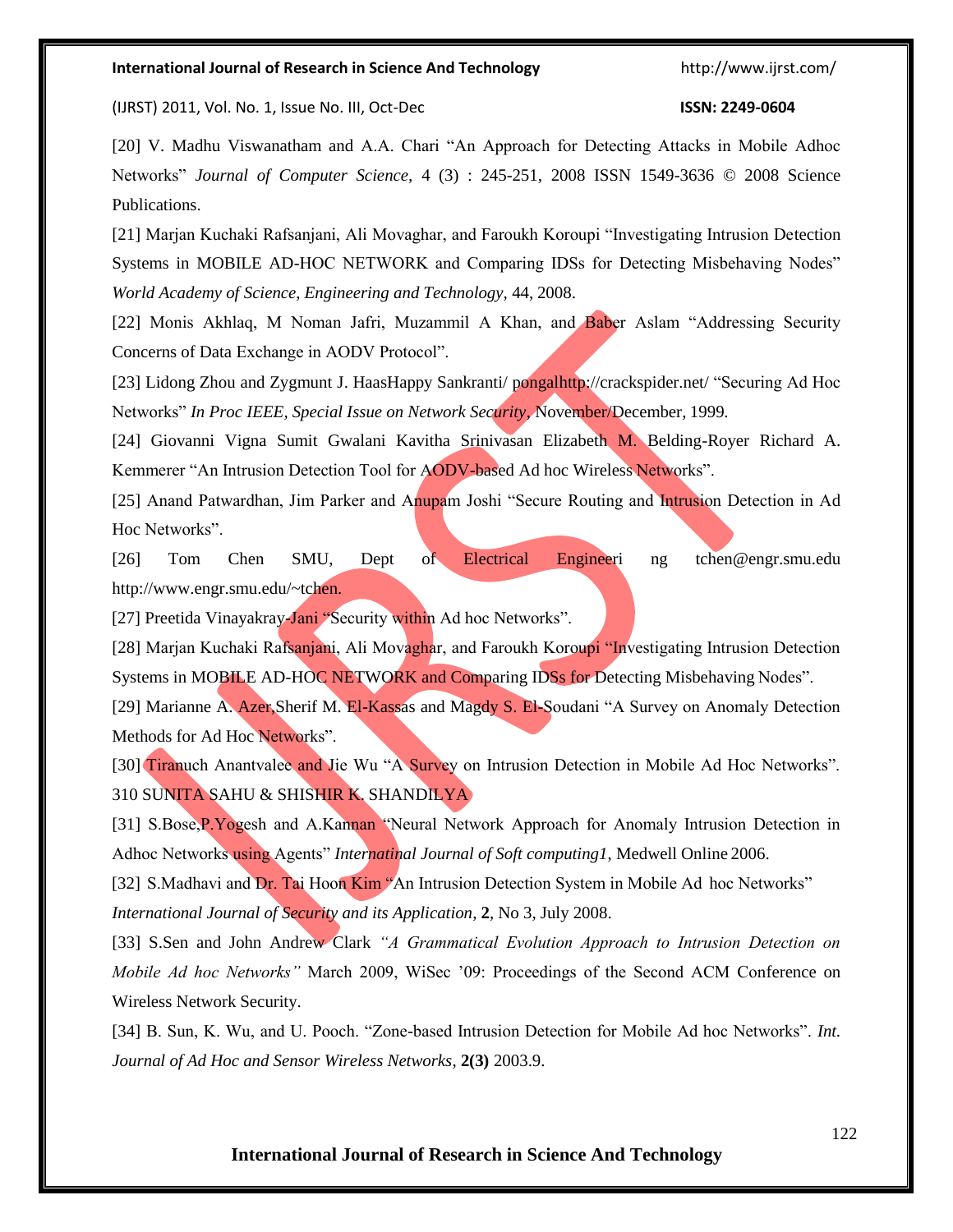[20] V. Madhu Viswanatham and A.A. Chari "An Approach for Detecting Attacks in Mobile Adhoc Networks" *Journal of Computer Science*, 4 (3) : 245-251, 2008 ISSN 1549-3636 © 2008 Science Publications.

[21] Marjan Kuchaki Rafsanjani, Ali Movaghar, and Faroukh Koroupi "Investigating Intrusion Detection Systems in MOBILE AD-HOC NETWORK and Comparing IDSs for Detecting Misbehaving Nodes" *World Academy of Science, Engineering and Technology*, 44, 2008.

[22] Monis Akhlaq, M Noman Jafri, Muzammil A Khan, and Baber Aslam "Addressing Security Concerns of Data Exchange in AODV Protocol".

[23] Lidong Zhou and Zygmunt J. HaasHappy Sankranti/ pongalhttp://crackspider.net/ "Securing Ad Hoc Networks" *In Proc IEEE, Special Issue on Network Security*, November/December, 1999.

[24] Giovanni Vigna Sumit Gwalani Kavitha Srinivasan Elizabeth M. Belding-Royer Richard A. Kemmerer "An Intrusion Detection Tool for AODV-based Ad hoc Wireless Networks".

[25] Anand Patwardhan, Jim Parker and Anupam Joshi "Secure Routing and Intrusion Detection in Ad Hoc Networks".

[26] Tom Chen SMU, Dept of Electrical Engineeri ng tchen@engr.smu.edu http://www.engr.smu.edu/~tchen.

[27] Preetida Vinayakray-Jani "Security within Ad hoc Networks".

[28] Marjan Kuchaki Rafsanjani, Ali Movaghar, and Faroukh Koroupi "Investigating Intrusion Detection Systems in MOBILE AD-HOC NETWORK and Comparing IDSs for Detecting Misbehaving Nodes".

[29] Marianne A. Azer,Sherif M. El-Kassas and Magdy S. El-Soudani "A Survey on Anomaly Detection Methods for Ad Hoc Networks".

[30] Tiranuch Anantvalee and Jie Wu "A Survey on Intrusion Detection in Mobile Ad Hoc Networks". 310 SUNITA SAHU & SHISHIR K. SHANDILYA

[31] S.Bose,P.Yogesh and A.Kannan "Neural Network Approach for Anomaly Intrusion Detection in Adhoc Networks using Agents" *Internatinal Journal of Soft computing1*, Medwell Online 2006.

[32] S.Madhavi and Dr. Tai Hoon Kim "An Intrusion Detection System in Mobile Ad hoc Networks" *International Journal of Security and its Application*, **2**, No 3, July 2008.

[33] S.Sen and John Andrew Clark *"A Grammatical Evolution Approach to Intrusion Detection on Mobile Ad hoc Networks"* March 2009, WiSec '09: Proceedings of the Second ACM Conference on Wireless Network Security.

[34] B. Sun, K. Wu, and U. Pooch. "Zone-based Intrusion Detection for Mobile Ad hoc Networks". *Int. Journal of Ad Hoc and Sensor Wireless Networks*, **2(3)** 2003.9.